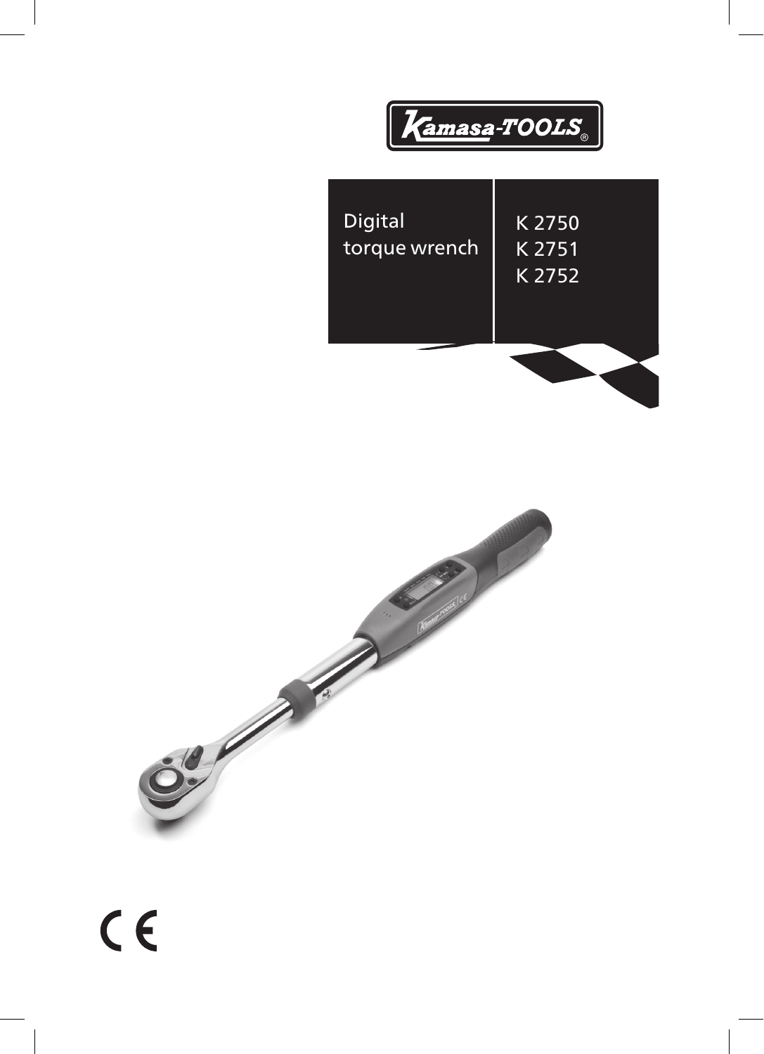Kamasa-TOOLS®

# Digital torque wrench

K 2750
K 2751
K 2752

CE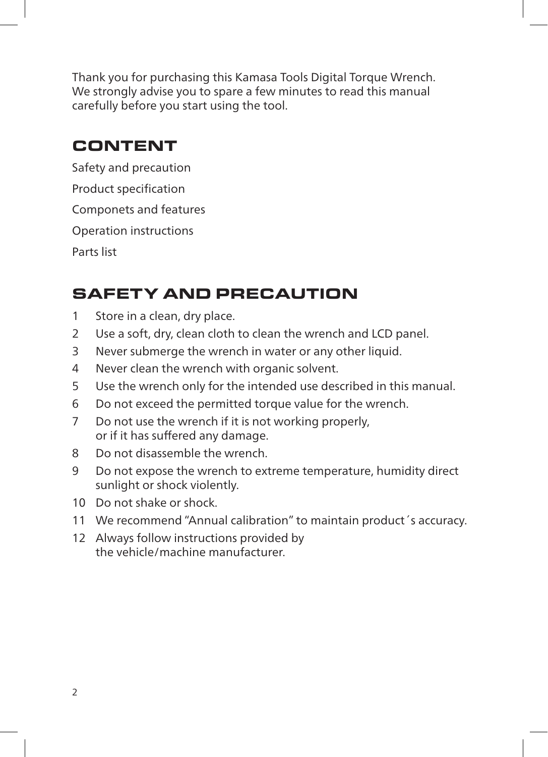Thank you for purchasing this Kamasa Tools Digital Torque Wrench.
We strongly advise you to spare a few minutes to read this manual carefully before you start using the tool.

## CONTENT

Safety and precaution

Product specification

Componets and features

Operation instructions

Parts list

## SAFETY AND PRECAUTION

1. Store in a clean, dry place.
2. Use a soft, dry, clean cloth to clean the wrench and LCD panel.
3. Never submerge the wrench in water or any other liquid.
4. Never clean the wrench with organic solvent.
5. Use the wrench only for the intended use described in this manual.
6. Do not exceed the permitted torque value for the wrench.
7. Do not use the wrench if it is not working properly, or if it has suffered any damage.
8. Do not disassemble the wrench.
9. Do not expose the wrench to extreme temperature, humidity direct sunlight or shock violently.
10. Do not shake or shock.
11. We recommend "Annual calibration" to maintain product´s accuracy.
12. Always follow instructions provided by the vehicle/machine manufacturer.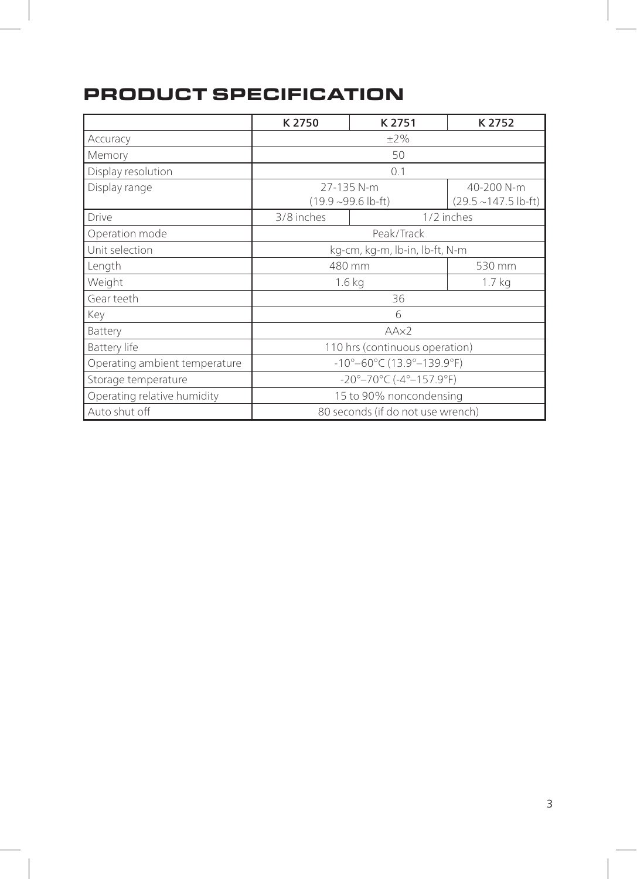# PRODUCT SPECIFICATION

| | K 2750 | K 2751 | K 2752 |
|---|---|---|---|
| Accuracy | ±2% | | |
| Memory | 50 | | |
| Display resolution | 0.1 | | |
| Display range | 27-135 N-m (19.9 ~99.6 lb-ft) | | 40-200 N-m (29.5 ~147.5 lb-ft) |
| Drive | 3/8 inches | 1/2 inches | |
| Operation mode | Peak/Track | | |
| Unit selection | kg-cm, kg-m, lb-in, lb-ft, N-m | | |
| Length | 480 mm | | 530 mm |
| Weight | 1.6 kg | | 1.7 kg |
| Gear teeth | 36 | | |
| Key | 6 | | |
| Battery | AA×2 | | |
| Battery life | 110 hrs (continuous operation) | | |
| Operating ambient temperature | -10°–60°C (13.9°–139.9°F) | | |
| Storage temperature | -20°–70°C (-4°–157.9°F) | | |
| Operating relative humidity | 15 to 90% noncondensing | | |
| Auto shut off | 80 seconds (if do not use wrench) | | |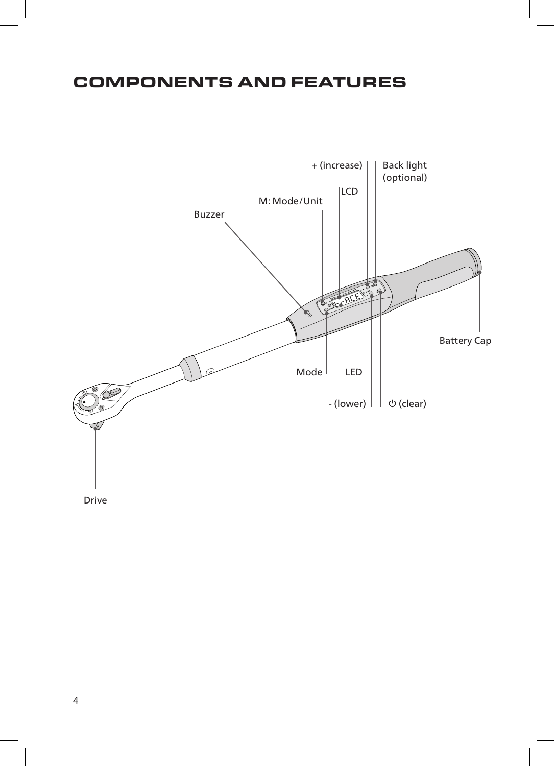# COMPONENTS AND FEATURES

+ (increase)

Back light (optional)

LCD

M: Mode/Unit

Buzzer

Battery Cap

Mode

LED

- (lower)

⏻ (clear)

Drive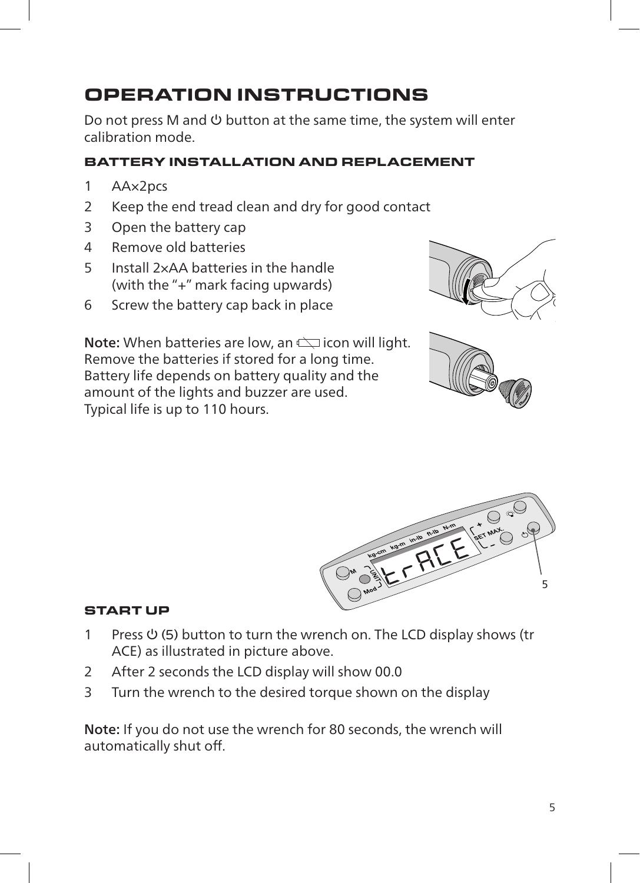# OPERATION INSTRUCTIONS

Do not press M and ⏻ button at the same time, the system will enter calibration mode.

## BATTERY INSTALLATION AND REPLACEMENT

1. AA×2pcs
2. Keep the end tread clean and dry for good contact
3. Open the battery cap
4. Remove old batteries
5. Install 2×AA batteries in the handle (with the "+" mark facing upwards)
6. Screw the battery cap back in place

**Note:** When batteries are low, an ▭ icon will light. Remove the batteries if stored for a long time. Battery life depends on battery quality and the amount of the lights and buzzer are used. Typical life is up to 110 hours.

## START UP

1. Press ⏻ (5) button to turn the wrench on. The LCD display shows (tr ACE) as illustrated in picture above.
2. After 2 seconds the LCD display will show 00.0
3. Turn the wrench to the desired torque shown on the display

**Note:** If you do not use the wrench for 80 seconds, the wrench will automatically shut off.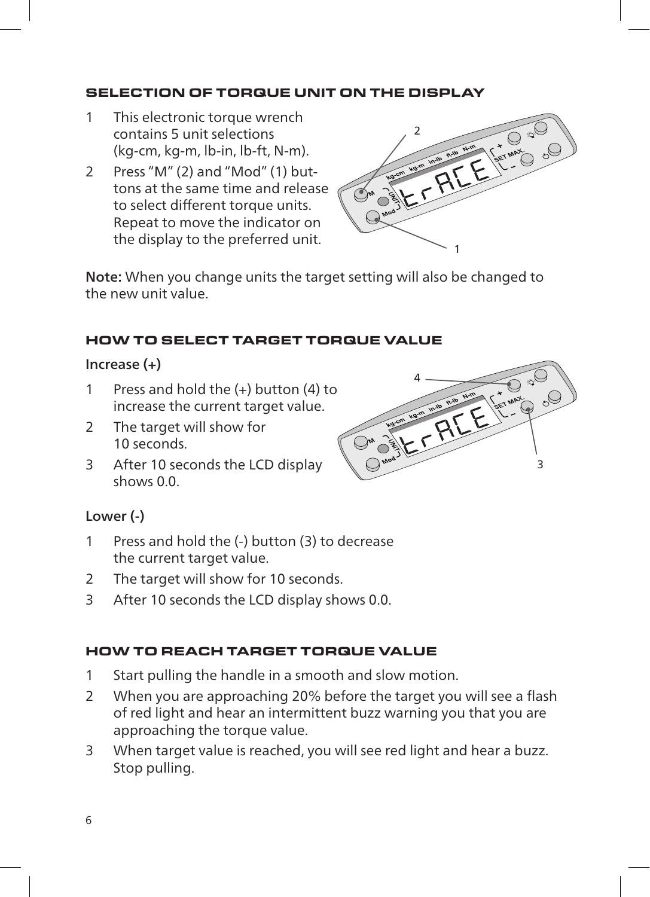## SELECTION OF TORQUE UNIT ON THE DISPLAY

1. This electronic torque wrench contains 5 unit selections (kg-cm, kg-m, lb-in, lb-ft, N-m).
2. Press "M" (2) and "Mod" (1) buttons at the same time and release to select different torque units. Repeat to move the indicator on the display to the preferred unit.

**Note:** When you change units the target setting will also be changed to the new unit value.

## HOW TO SELECT TARGET TORQUE VALUE

### Increase (+)

1. Press and hold the (+) button (4) to increase the current target value.
2. The target will show for 10 seconds.
3. After 10 seconds the LCD display shows 0.0.

### Lower (-)

1. Press and hold the (-) button (3) to decrease the current target value.
2. The target will show for 10 seconds.
3. After 10 seconds the LCD display shows 0.0.

## HOW TO REACH TARGET TORQUE VALUE

1. Start pulling the handle in a smooth and slow motion.
2. When you are approaching 20% before the target you will see a flash of red light and hear an intermittent buzz warning you that you are approaching the torque value.
3. When target value is reached, you will see red light and hear a buzz. Stop pulling.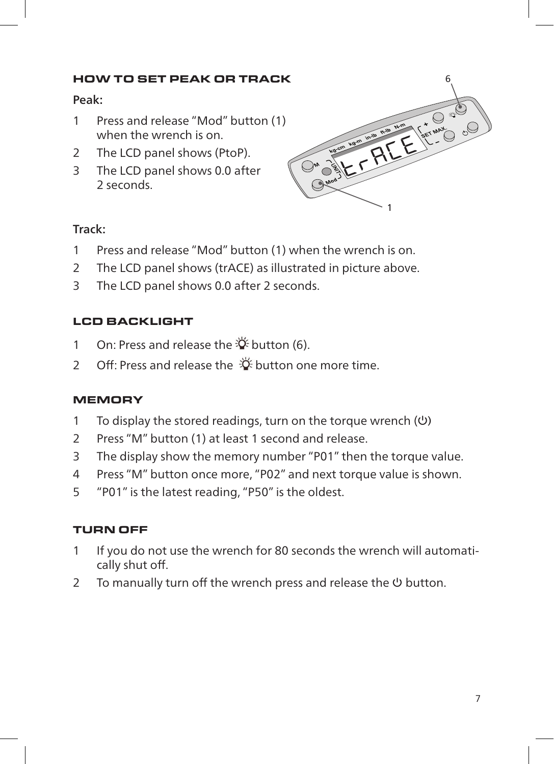## HOW TO SET PEAK OR TRACK

**Peak:**

1. Press and release "Mod" button (1) when the wrench is on.
2. The LCD panel shows (PtoP).
3. The LCD panel shows 0.0 after 2 seconds.

**Track:**

1. Press and release "Mod" button (1) when the wrench is on.
2. The LCD panel shows (trACE) as illustrated in picture above.
3. The LCD panel shows 0.0 after 2 seconds.

## LCD BACKLIGHT

1. On: Press and release the 💡 button (6).
2. Off: Press and release the 💡 button one more time.

## MEMORY

1. To display the stored readings, turn on the torque wrench (⏻)
2. Press "M" button (1) at least 1 second and release.
3. The display show the memory number "P01" then the torque value.
4. Press "M" button once more, "P02" and next torque value is shown.
5. "P01" is the latest reading, "P50" is the oldest.

## TURN OFF

1. If you do not use the wrench for 80 seconds the wrench will automatically shut off.
2. To manually turn off the wrench press and release the ⏻ button.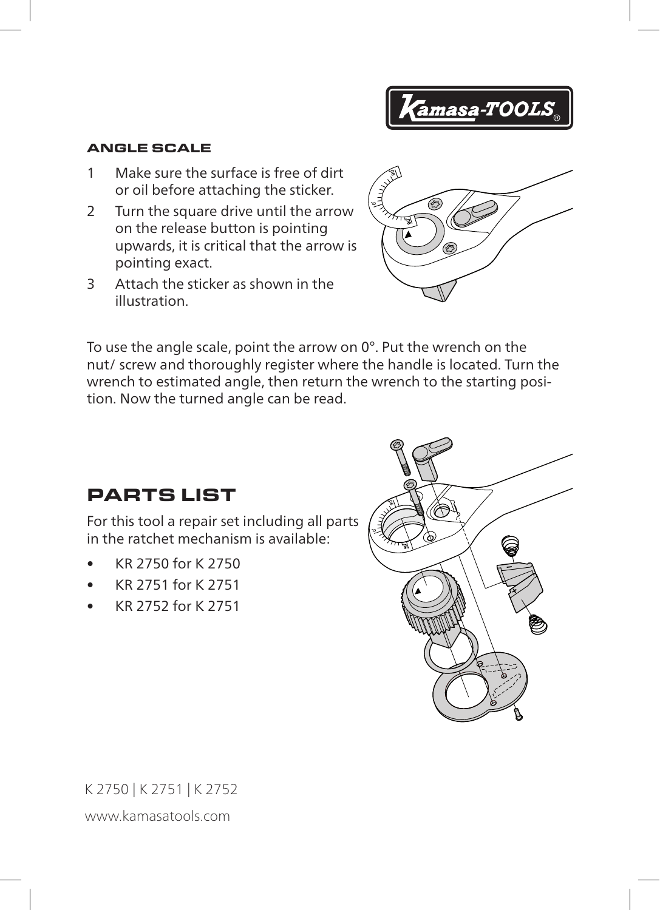## ANGLE SCALE

1. Make sure the surface is free of dirt or oil before attaching the sticker.
2. Turn the square drive until the arrow on the release button is pointing upwards, it is critical that the arrow is pointing exact.
3. Attach the sticker as shown in the illustration.

To use the angle scale, point the arrow on 0°. Put the wrench on the nut/ screw and thoroughly register where the handle is located. Turn the wrench to estimated angle, then return the wrench to the starting position. Now the turned angle can be read.

# PARTS LIST

For this tool a repair set including all parts in the ratchet mechanism is available:

- KR 2750 for K 2750
- KR 2751 for K 2751
- KR 2752 for K 2751

K 2750 | K 2751 | K 2752

www.kamasatools.com